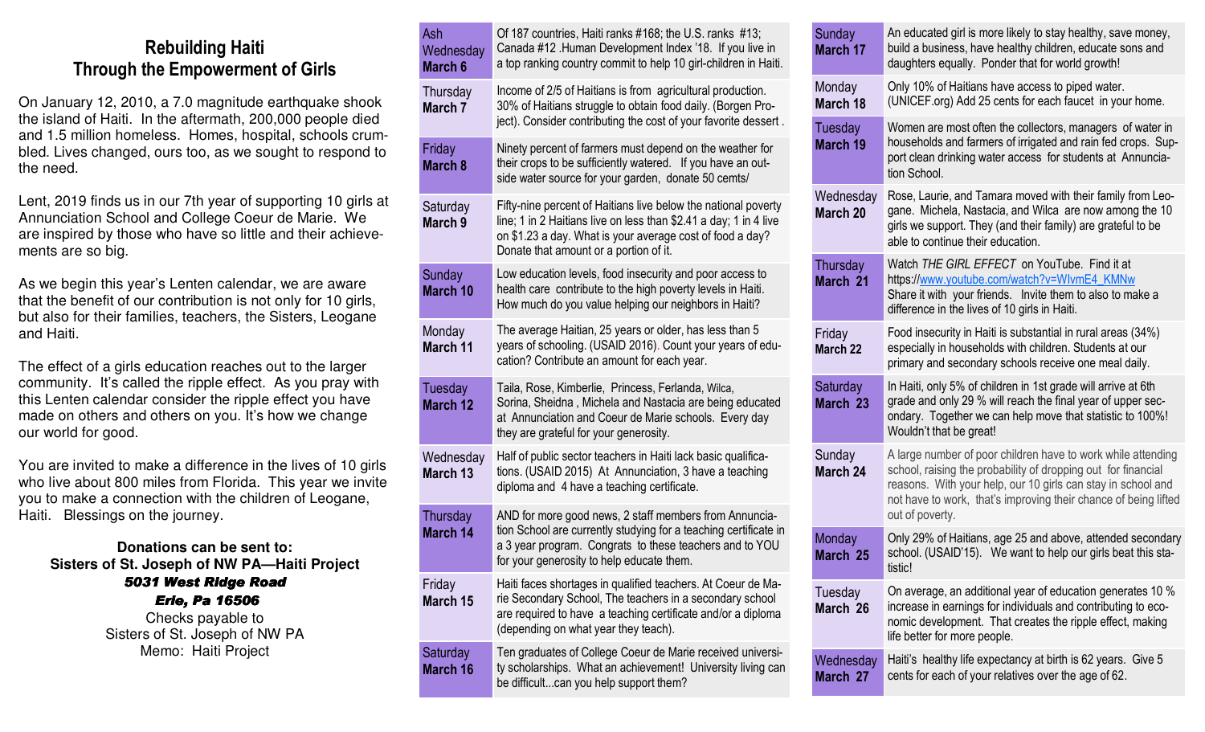# Rebuilding Haiti Through the Empowerment of Girls

On January 12, 2010, a 7.0 magnitude earthquake shook the island of Haiti. In the aftermath, 200,000 people died and 1.5 million homeless. Homes, hospital, schools crumbled. Lives changed, ours too, as we sought to respond to the need.

Lent, 2019 finds us in our 7th year of supporting 10 girls at Annunciation School and College Coeur de Marie. We are inspired by those who have so little and their achievements are so big.

As we begin this year's Lenten calendar, we are aware that the benefit of our contribution is not only for 10 girls, but also for their families, teachers, the Sisters, Leogane and Haiti.

The effect of a girls education reaches out to the larger community. It's called the ripple effect. As you pray with this Lenten calendar consider the ripple effect you have made on others and others on you. It's how we change our world for good.

You are invited to make a difference in the lives of 10 girls who live about 800 miles from Florida. This year we invite you to make a connection with the children of Leogane, Haiti. Blessings on the journey.

**Donations can be sent to:**
**Sisters of St. Joseph of NW PA—Haiti Project**
***5031 West Ridge Road***
***Erie, Pa 16506***
Checks payable to
Sisters of St. Joseph of NW PA
Memo: Haiti Project

| Day | |
|---|---|
| Ash Wednesday **March 6** | Of 187 countries, Haiti ranks #168; the U.S. ranks #13; Canada #12 .Human Development Index '18. If you live in a top ranking country commit to help 10 girl-children in Haiti. |
| Thursday **March 7** | Income of 2/5 of Haitians is from agricultural production. 30% of Haitians struggle to obtain food daily. (Borgen Project). Consider contributing the cost of your favorite dessert . |
| Friday **March 8** | Ninety percent of farmers must depend on the weather for their crops to be sufficiently watered. If you have an outside water source for your garden, donate 50 cemts/ |
| Saturday **March 9** | Fifty-nine percent of Haitians live below the national poverty line; 1 in 2 Haitians live on less than $2.41 a day; 1 in 4 live on $1.23 a day. What is your average cost of food a day? Donate that amount or a portion of it. |
| Sunday **March 10** | Low education levels, food insecurity and poor access to health care contribute to the high poverty levels in Haiti. How much do you value helping our neighbors in Haiti? |
| Monday **March 11** | The average Haitian, 25 years or older, has less than 5 years of schooling. (USAID 2016). Count your years of education? Contribute an amount for each year. |
| Tuesday **March 12** | Taila, Rose, Kimberlie, Princess, Ferlanda, Wilca, Sorina, Sheidna , Michela and Nastacia are being educated at Annunciation and Coeur de Marie schools. Every day they are grateful for your generosity. |
| Wednesday **March 13** | Half of public sector teachers in Haiti lack basic qualifications. (USAID 2015) At Annunciation, 3 have a teaching diploma and 4 have a teaching certificate. |
| Thursday **March 14** | AND for more good news, 2 staff members from Annunciation School are currently studying for a teaching certificate in a 3 year program. Congrats to these teachers and to YOU for your generosity to help educate them. |
| Friday **March 15** | Haiti faces shortages in qualified teachers. At Coeur de Marie Secondary School, The teachers in a secondary school are required to have a teaching certificate and/or a diploma (depending on what year they teach). |
| Saturday **March 16** | Ten graduates of College Coeur de Marie received university scholarships. What an achievement! University living can be difficult...can you help support them? |
| Sunday **March 17** | An educated girl is more likely to stay healthy, save money, build a business, have healthy children, educate sons and daughters equally. Ponder that for world growth! |
| Monday **March 18** | Only 10% of Haitians have access to piped water. (UNICEF.org) Add 25 cents for each faucet in your home. |
| Tuesday **March 19** | Women are most often the collectors, managers of water in households and farmers of irrigated and rain fed crops. Support clean drinking water access for students at Annunciation School. |
| Wednesday **March 20** | Rose, Laurie, and Tamara moved with their family from Leogane. Michela, Nastacia, and Wilca are now among the 10 girls we support. They (and their family) are grateful to be able to continue their education. |
| Thursday **March 21** | Watch *THE GIRL EFFECT* on YouTube. Find it at https://www.youtube.com/watch?v=WIvmE4_KMNw Share it with your friends. Invite them to also to make a difference in the lives of 10 girls in Haiti. |
| Friday **March 22** | Food insecurity in Haiti is substantial in rural areas (34%) especially in households with children. Students at our primary and secondary schools receive one meal daily. |
| Saturday **March 23** | In Haiti, only 5% of children in 1st grade will arrive at 6th grade and only 29 % will reach the final year of upper secondary. Together we can help move that statistic to 100%! Wouldn't that be great! |
| Sunday **March 24** | A large number of poor children have to work while attending school, raising the probability of dropping out for financial reasons. With your help, our 10 girls can stay in school and not have to work, that's improving their chance of being lifted out of poverty. |
| Monday **March 25** | Only 29% of Haitians, age 25 and above, attended secondary school. (USAID'15). We want to help our girls beat this statistic! |
| Tuesday **March 26** | On average, an additional year of education generates 10 % increase in earnings for individuals and contributing to economic development. That creates the ripple effect, making life better for more people. |
| Wednesday **March 27** | Haiti's healthy life expectancy at birth is 62 years. Give 5 cents for each of your relatives over the age of 62. |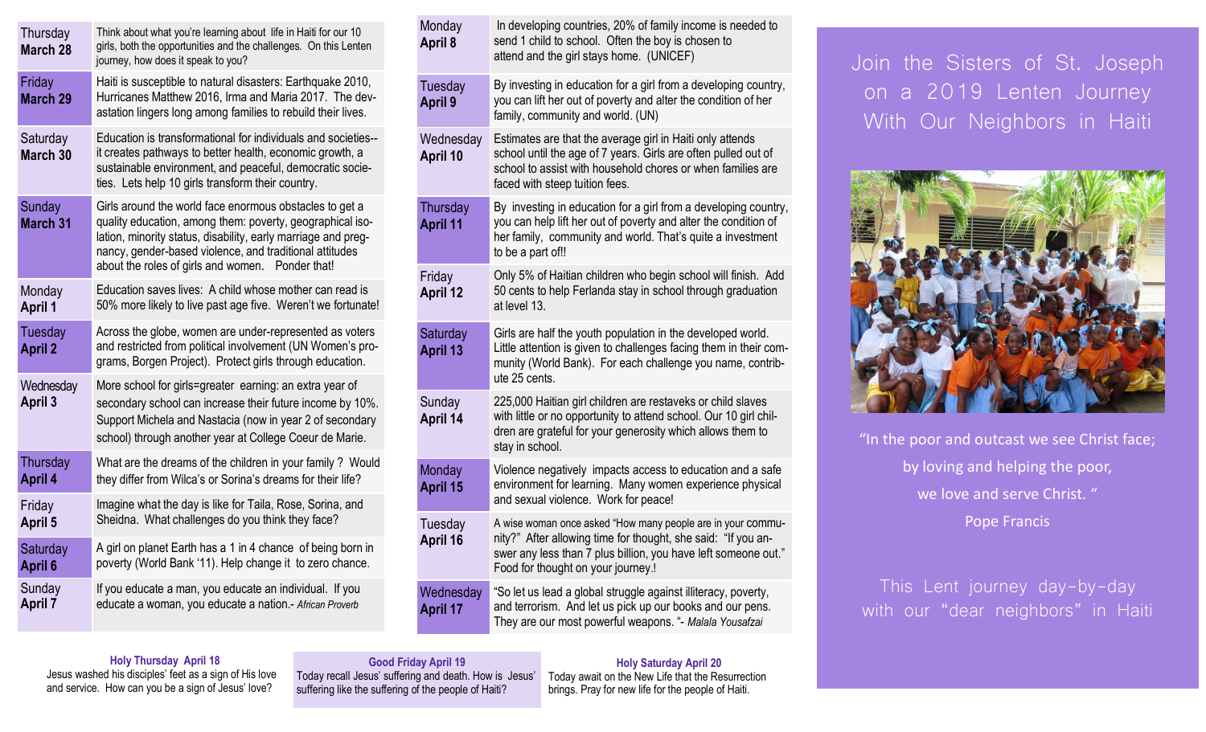| | |
|---|---|
| Thursday **March 28** | Think about what you're learning about life in Haiti for our 10 girls, both the opportunities and the challenges. On this Lenten journey, how does it speak to you? |
| Friday **March 29** | Haiti is susceptible to natural disasters: Earthquake 2010, Hurricanes Matthew 2016, Irma and Maria 2017. The devastation lingers long among families to rebuild their lives. |
| Saturday **March 30** | Education is transformational for individuals and societies--it creates pathways to better health, economic growth, a sustainable environment, and peaceful, democratic societies. Lets help 10 girls transform their country. |
| Sunday **March 31** | Girls around the world face enormous obstacles to get a quality education, among them: poverty, geographical isolation, minority status, disability, early marriage and pregnancy, gender-based violence, and traditional attitudes about the roles of girls and women. Ponder that! |
| Monday **April 1** | Education saves lives: A child whose mother can read is 50% more likely to live past age five. Weren't we fortunate! |
| Tuesday **April 2** | Across the globe, women are under-represented as voters and restricted from political involvement (UN Women's programs, Borgen Project). Protect girls through education. |
| Wednesday **April 3** | More school for girls=greater earning: an extra year of secondary school can increase their future income by 10%. Support Michela and Nastacia (now in year 2 of secondary school) through another year at College Coeur de Marie. |
| Thursday **April 4** | What are the dreams of the children in your family ? Would they differ from Wilca's or Sorina's dreams for their life? |
| Friday **April 5** | Imagine what the day is like for Taila, Rose, Sorina, and Sheinda. What challenges do you think they face? |
| Saturday **April 6** | A girl on planet Earth has a 1 in 4 chance of being born in poverty (World Bank '11). Help change it to zero chance. |
| Sunday **April 7** | If you educate a man, you educate an individual. If you educate a woman, you educate a nation.- *African Proverb* |
| Monday **April 8** | In developing countries, 20% of family income is needed to send 1 child to school. Often the boy is chosen to attend and the girl stays home. (UNICEF) |
| Tuesday **April 9** | By investing in education for a girl from a developing country, you can lift her out of poverty and alter the condition of her family, community and world. (UN) |
| Wednesday **April 10** | Estimates are that the average girl in Haiti only attends school until the age of 7 years. Girls are often pulled out of school to assist with household chores or when families are faced with steep tuition fees. |
| Thursday **April 11** | By investing in education for a girl from a developing country, you can help lift her out of poverty and alter the condition of her family, community and world. That's quite a investment to be a part of!! |
| Friday **April 12** | Only 5% of Haitian children who begin school will finish. Add 50 cents to help Ferlanda stay in school through graduation at level 13. |
| Saturday **April 13** | Girls are half the youth population in the developed world. Little attention is given to challenges facing them in their community (World Bank). For each challenge you name, contribute 25 cents. |
| Sunday **April 14** | 225,000 Haitian girl children are restaveks or child slaves with little or no opportunity to attend school. Our 10 girl children are grateful for your generosity which allows them to stay in school. |
| Monday **April 15** | Violence negatively impacts access to education and a safe environment for learning. Many women experience physical and sexual violence. Work for peace! |
| Tuesday **April 16** | A wise woman once asked "How many people are in your community?" After allowing time for thought, she said: "If you answer any less than 7 plus billion, you have left someone out." Food for thought on your journey.! |
| Wednesday **April 17** | "So let us lead a global struggle against illiteracy, poverty, and terrorism. And let us pick up our books and our pens. They are our most powerful weapons. "- *Malala Yousafzai* |

**Holy Thursday April 18**
Jesus washed his disciples' feet as a sign of His love and service. How can you be a sign of Jesus' love?

**Good Friday April 19**
Today recall Jesus' suffering and death. How is Jesus' suffering like the suffering of the people of Haiti?

**Holy Saturday April 20**
Today await on the New Life that the Resurrection brings. Pray for new life for the people of Haiti.

# Join the Sisters of St. Joseph on a 2019 Lenten Journey With Our Neighbors in Haiti

"In the poor and outcast we see Christ face;
by loving and helping the poor,
we love and serve Christ. "
Pope Francis

This Lent journey day-by-day with our "dear neighbors" in Haiti